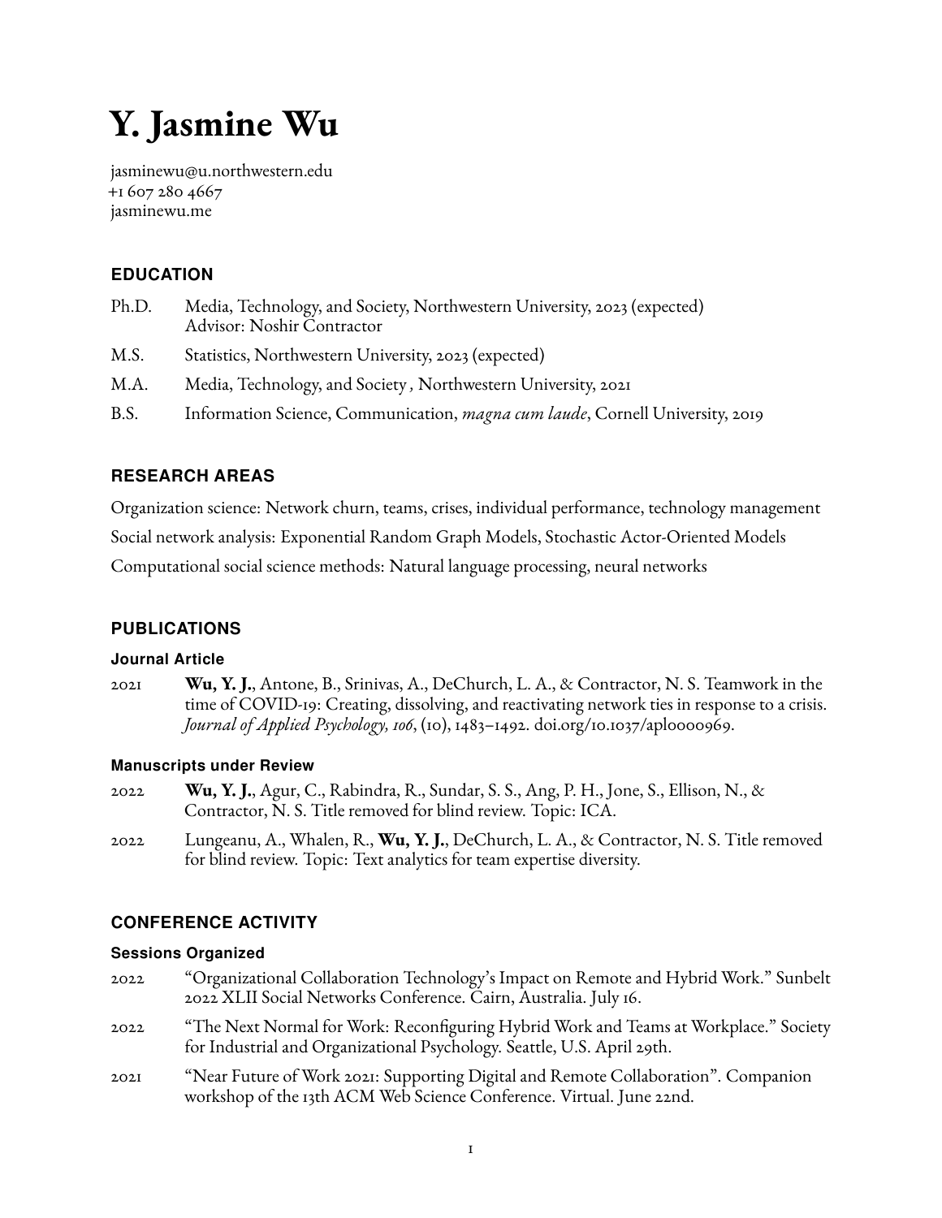# Y. Jasmine Wu

jasminewu@u.northwestern.edu
+1 607 280 4667
jasminewu.me

## EDUCATION

Ph.D. Media, Technology, and Society, Northwestern University, 2023 (expected)
Advisor: Noshir Contractor

M.S. Statistics, Northwestern University, 2023 (expected)

M.A. Media, Technology, and Society , Northwestern University, 2021

B.S. Information Science, Communication, *magna cum laude*, Cornell University, 2019

## RESEARCH AREAS

Organization science: Network churn, teams, crises, individual performance, technology management

Social network analysis: Exponential Random Graph Models, Stochastic Actor-Oriented Models

Computational social science methods: Natural language processing, neural networks

## PUBLICATIONS

### Journal Article

2021 **Wu, Y. J.**, Antone, B., Srinivas, A., DeChurch, L. A., & Contractor, N. S. Teamwork in the time of COVID-19: Creating, dissolving, and reactivating network ties in response to a crisis. *Journal of Applied Psychology, 106*, (10), 1483–1492. doi.org/10.1037/apl0000969.

### Manuscripts under Review

2022 **Wu, Y. J.**, Agur, C., Rabindra, R., Sundar, S. S., Ang, P. H., Jone, S., Ellison, N., & Contractor, N. S. Title removed for blind review. Topic: ICA.

2022 Lungeanu, A., Whalen, R., **Wu, Y. J.**, DeChurch, L. A., & Contractor, N. S. Title removed for blind review. Topic: Text analytics for team expertise diversity.

## CONFERENCE ACTIVITY

### Sessions Organized

2022 "Organizational Collaboration Technology's Impact on Remote and Hybrid Work." Sunbelt 2022 XLII Social Networks Conference. Cairn, Australia. July 16.

2022 "The Next Normal for Work: Reconfiguring Hybrid Work and Teams at Workplace." Society for Industrial and Organizational Psychology. Seattle, U.S. April 29th.

2021 "Near Future of Work 2021: Supporting Digital and Remote Collaboration". Companion workshop of the 13th ACM Web Science Conference. Virtual. June 22nd.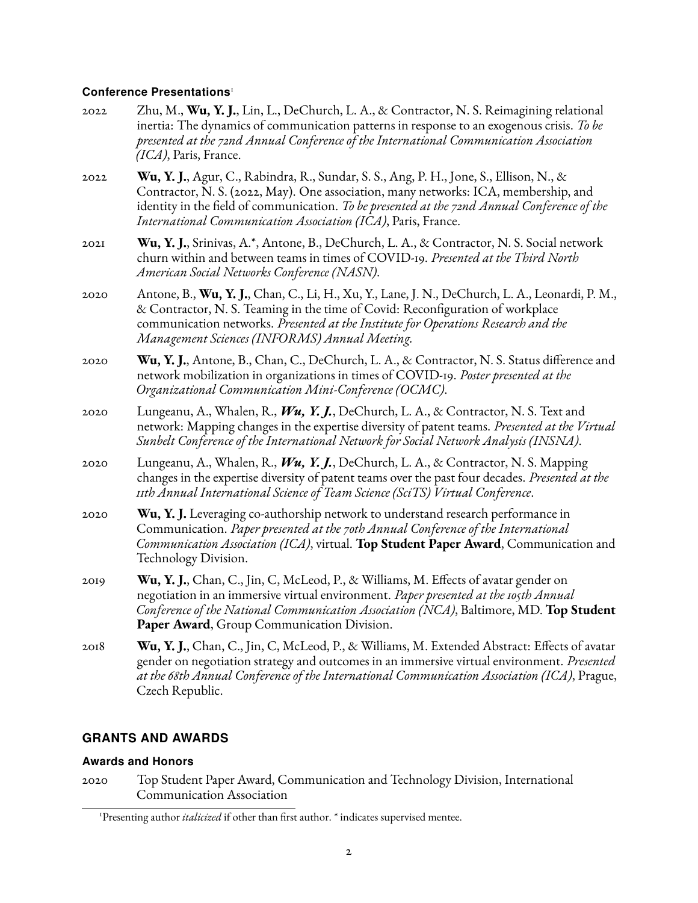### Conference Presentations[1]

2022 Zhu, M., **Wu, Y. J.**, Lin, L., DeChurch, L. A., & Contractor, N. S. Reimagining relational inertia: The dynamics of communication patterns in response to an exogenous crisis. *To be presented at the 72nd Annual Conference of the International Communication Association (ICA)*, Paris, France.

2022 **Wu, Y. J.**, Agur, C., Rabindra, R., Sundar, S. S., Ang, P. H., Jone, S., Ellison, N., & Contractor, N. S. (2022, May). One association, many networks: ICA, membership, and identity in the field of communication. *To be presented at the 72nd Annual Conference of the International Communication Association (ICA)*, Paris, France.

2021 **Wu, Y. J.**, Srinivas, A.*, Antone, B., DeChurch, L. A., & Contractor, N. S. Social network churn within and between teams in times of COVID-19. *Presented at the Third North American Social Networks Conference (NASN).*

2020 Antone, B., **Wu, Y. J.**, Chan, C., Li, H., Xu, Y., Lane, J. N., DeChurch, L. A., Leonardi, P. M., & Contractor, N. S. Teaming in the time of Covid: Reconfiguration of workplace communication networks. *Presented at the Institute for Operations Research and the Management Sciences (INFORMS) Annual Meeting.*

2020 **Wu, Y. J.**, Antone, B., Chan, C., DeChurch, L. A., & Contractor, N. S. Status difference and network mobilization in organizations in times of COVID-19. *Poster presented at the Organizational Communication Mini-Conference (OCMC).*

2020 Lungeanu, A., Whalen, R., ***Wu, Y. J.***, DeChurch, L. A., & Contractor, N. S. Text and network: Mapping changes in the expertise diversity of patent teams. *Presented at the Virtual Sunbelt Conference of the International Network for Social Network Analysis (INSNA).*

2020 Lungeanu, A., Whalen, R., ***Wu, Y. J.***, DeChurch, L. A., & Contractor, N. S. Mapping changes in the expertise diversity of patent teams over the past four decades. *Presented at the 11th Annual International Science of Team Science (SciTS) Virtual Conference*.

2020 **Wu, Y. J.** Leveraging co-authorship network to understand research performance in Communication. *Paper presented at the 70th Annual Conference of the International Communication Association (ICA)*, virtual. **Top Student Paper Award**, Communication and Technology Division.

2019 **Wu, Y. J.**, Chan, C., Jin, C, McLeod, P., & Williams, M. Effects of avatar gender on negotiation in an immersive virtual environment. *Paper presented at the 105th Annual Conference of the National Communication Association (NCA)*, Baltimore, MD. **Top Student Paper Award**, Group Communication Division.

2018 **Wu, Y. J.**, Chan, C., Jin, C, McLeod, P., & Williams, M. Extended Abstract: Effects of avatar gender on negotiation strategy and outcomes in an immersive virtual environment. *Presented at the 68th Annual Conference of the International Communication Association (ICA)*, Prague, Czech Republic.

## GRANTS AND AWARDS

### Awards and Honors

2020 Top Student Paper Award, Communication and Technology Division, International Communication Association

[1] Presenting author *italicized* if other than first author. * indicates supervised mentee.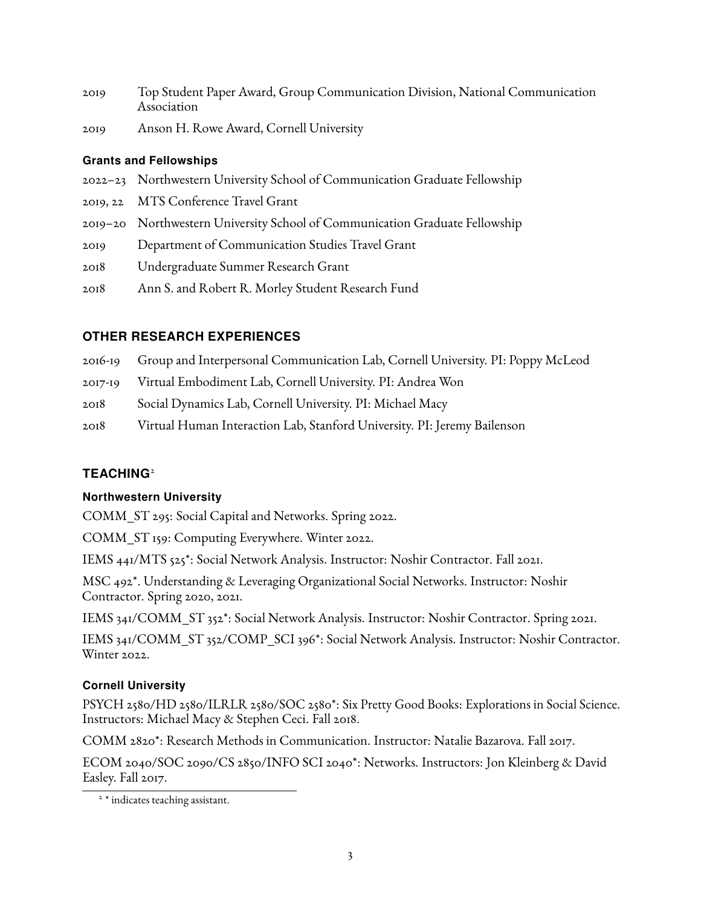2019 Top Student Paper Award, Group Communication Division, National Communication Association

2019 Anson H. Rowe Award, Cornell University

### Grants and Fellowships

2022–23 Northwestern University School of Communication Graduate Fellowship

2019, 22 MTS Conference Travel Grant

2019–20 Northwestern University School of Communication Graduate Fellowship

2019 Department of Communication Studies Travel Grant

2018 Undergraduate Summer Research Grant

2018 Ann S. and Robert R. Morley Student Research Fund

## OTHER RESEARCH EXPERIENCES

2016-19 Group and Interpersonal Communication Lab, Cornell University. PI: Poppy McLeod

2017-19 Virtual Embodiment Lab, Cornell University. PI: Andrea Won

2018 Social Dynamics Lab, Cornell University. PI: Michael Macy

2018 Virtual Human Interaction Lab, Stanford University. PI: Jeremy Bailenson

## TEACHING[2]

### Northwestern University

COMM_ST 295: Social Capital and Networks. Spring 2022.

COMM_ST 159: Computing Everywhere. Winter 2022.

IEMS 441/MTS 525*: Social Network Analysis. Instructor: Noshir Contractor. Fall 2021.

MSC 492*. Understanding & Leveraging Organizational Social Networks. Instructor: Noshir Contractor. Spring 2020, 2021.

IEMS 341/COMM_ST 352*: Social Network Analysis. Instructor: Noshir Contractor. Spring 2021.

IEMS 341/COMM_ST 352/COMP_SCI 396*: Social Network Analysis. Instructor: Noshir Contractor. Winter 2022.

### Cornell University

PSYCH 2580/HD 2580/ILRLR 2580/SOC 2580*: Six Pretty Good Books: Explorations in Social Science. Instructors: Michael Macy & Stephen Ceci. Fall 2018.

COMM 2820*: Research Methods in Communication. Instructor: Natalie Bazarova. Fall 2017.

ECOM 2040/SOC 2090/CS 2850/INFO SCI 2040*: Networks. Instructors: Jon Kleinberg & David Easley. Fall 2017.

[2] * indicates teaching assistant.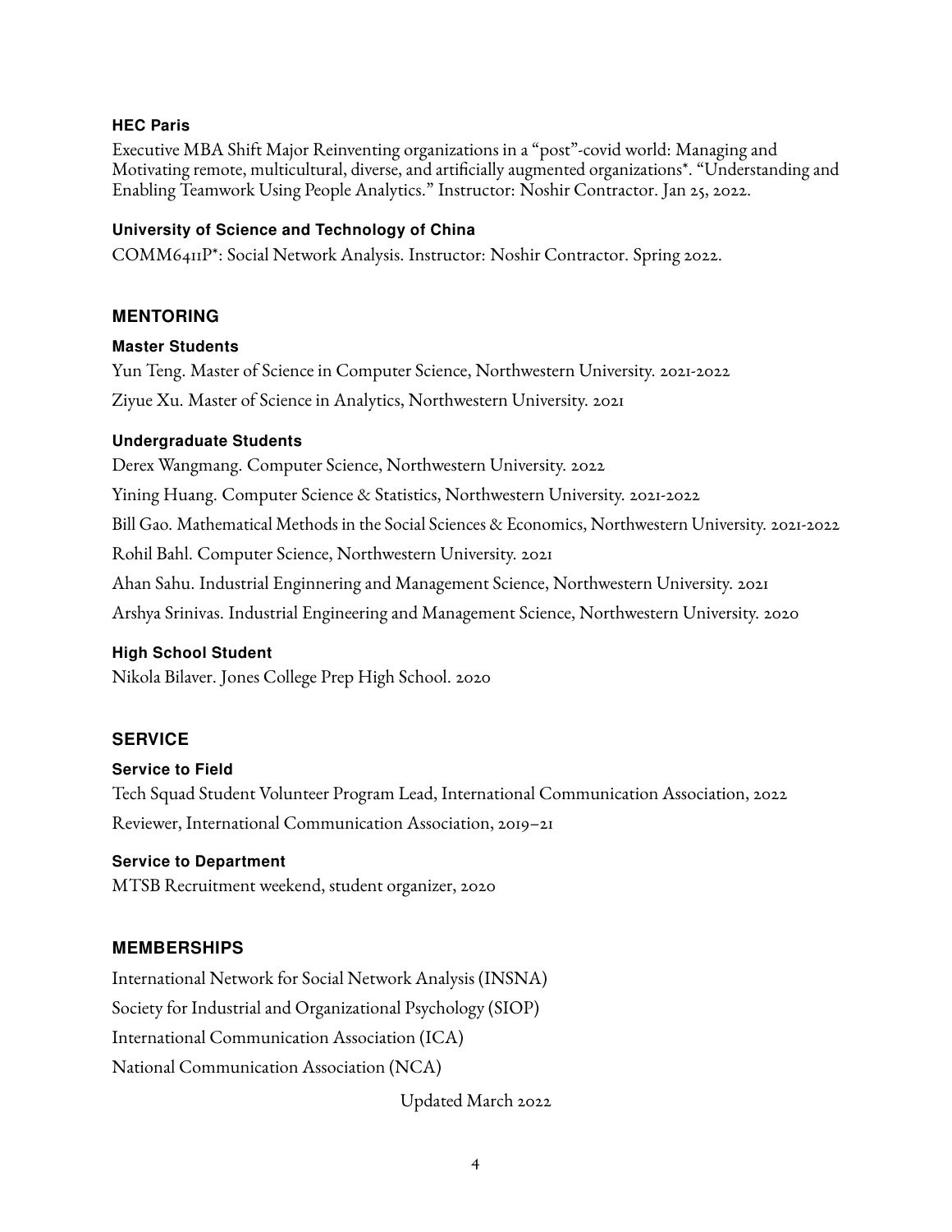### HEC Paris

Executive MBA Shift Major Reinventing organizations in a "post"-covid world: Managing and Motivating remote, multicultural, diverse, and artificially augmented organizations*. "Understanding and Enabling Teamwork Using People Analytics." Instructor: Noshir Contractor. Jan 25, 2022.

### University of Science and Technology of China

COMM6411P*: Social Network Analysis. Instructor: Noshir Contractor. Spring 2022.

## MENTORING

### Master Students

Yun Teng. Master of Science in Computer Science, Northwestern University. 2021-2022

Ziyue Xu. Master of Science in Analytics, Northwestern University. 2021

### Undergraduate Students

Derex Wangmang. Computer Science, Northwestern University. 2022

Yining Huang. Computer Science & Statistics, Northwestern University. 2021-2022

Bill Gao. Mathematical Methods in the Social Sciences & Economics, Northwestern University. 2021-2022

Rohil Bahl. Computer Science, Northwestern University. 2021

Ahan Sahu. Industrial Enginnering and Management Science, Northwestern University. 2021

Arshya Srinivas. Industrial Engineering and Management Science, Northwestern University. 2020

### High School Student

Nikola Bilaver. Jones College Prep High School. 2020

## SERVICE

### Service to Field

Tech Squad Student Volunteer Program Lead, International Communication Association, 2022

Reviewer, International Communication Association, 2019–21

### Service to Department

MTSB Recruitment weekend, student organizer, 2020

## MEMBERSHIPS

International Network for Social Network Analysis (INSNA)

Society for Industrial and Organizational Psychology (SIOP)

International Communication Association (ICA)

National Communication Association (NCA)

Updated March 2022